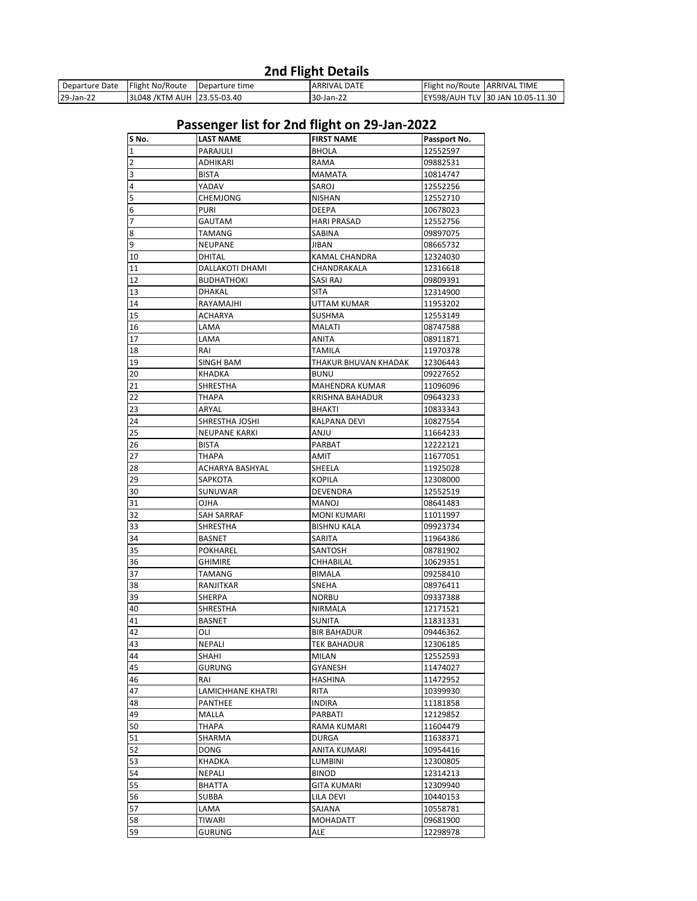## 2nd Flight Details

| Departure Date | Flight No/Route | Departure time | ARRIVAL DATE | Flight no/Route | ARRIVAL TIME |
|---|---|---|---|---|---|
| 29-Jan-22 | 3L048 /KTM AUH | 23.55-03.40 | 30-Jan-22 | EY598/AUH TLV | 30 JAN 10.05-11.30 |

## Passenger list for 2nd flight on 29-Jan-2022

| S No. | LAST NAME | FIRST NAME | Passport No. |
|---|---|---|---|
| 1 | PARAJULI | BHOLA | 12552597 |
| 2 | ADHIKARI | RAMA | 09882531 |
| 3 | BISTA | MAMATA | 10814747 |
| 4 | YADAV | SAROJ | 12552256 |
| 5 | CHEMJONG | NISHAN | 12552710 |
| 6 | PURI | DEEPA | 10678023 |
| 7 | GAUTAM | HARI PRASAD | 12552756 |
| 8 | TAMANG | SABINA | 09897075 |
| 9 | NEUPANE | JIBAN | 08665732 |
| 10 | DHITAL | KAMAL CHANDRA | 12324030 |
| 11 | DALLAKOTI DHAMI | CHANDRAKALA | 12316618 |
| 12 | BUDHATHOKI | SASI RAJ | 09809391 |
| 13 | DHAKAL | SITA | 12314900 |
| 14 | RAYAMAJHI | UTTAM KUMAR | 11953202 |
| 15 | ACHARYA | SUSHMA | 12553149 |
| 16 | LAMA | MALATI | 08747588 |
| 17 | LAMA | ANITA | 08911871 |
| 18 | RAI | TAMILA | 11970378 |
| 19 | SINGH BAM | THAKUR BHUVAN KHADAK | 12306443 |
| 20 | KHADKA | BUNU | 09227652 |
| 21 | SHRESTHA | MAHENDRA KUMAR | 11096096 |
| 22 | THAPA | KRISHNA BAHADUR | 09643233 |
| 23 | ARYAL | BHAKTI | 10833343 |
| 24 | SHRESTHA JOSHI | KALPANA DEVI | 10827554 |
| 25 | NEUPANE KARKI | ANJU | 11664233 |
| 26 | BISTA | PARBAT | 12222121 |
| 27 | THAPA | AMIT | 11677051 |
| 28 | ACHARYA BASHYAL | SHEELA | 11925028 |
| 29 | SAPKOTA | KOPILA | 12308000 |
| 30 | SUNUWAR | DEVENDRA | 12552519 |
| 31 | OJHA | MANOJ | 08641483 |
| 32 | SAH SARRAF | MONI KUMARI | 11011997 |
| 33 | SHRESTHA | BISHNU KALA | 09923734 |
| 34 | BASNET | SARITA | 11964386 |
| 35 | POKHAREL | SANTOSH | 08781902 |
| 36 | GHIMIRE | CHHABILAL | 10629351 |
| 37 | TAMANG | BIMALA | 09258410 |
| 38 | RANJITKAR | SNEHA | 08976411 |
| 39 | SHERPA | NORBU | 09337388 |
| 40 | SHRESTHA | NIRMALA | 12171521 |
| 41 | BASNET | SUNITA | 11831331 |
| 42 | OLI | BIR BAHADUR | 09446362 |
| 43 | NEPALI | TEK BAHADUR | 12306185 |
| 44 | SHAHI | MILAN | 12552593 |
| 45 | GURUNG | GYANESH | 11474027 |
| 46 | RAI | HASHINA | 11472952 |
| 47 | LAMICHHANE KHATRI | RITA | 10399930 |
| 48 | PANTHEE | INDIRA | 11181858 |
| 49 | MALLA | PARBATI | 12129852 |
| 50 | THAPA | RAMA KUMARI | 11604479 |
| 51 | SHARMA | DURGA | 11638371 |
| 52 | DONG | ANITA KUMARI | 10954416 |
| 53 | KHADKA | LUMBINI | 12300805 |
| 54 | NEPALI | BINOD | 12314213 |
| 55 | BHATTA | GITA KUMARI | 12309940 |
| 56 | SUBBA | LILA DEVI | 10440153 |
| 57 | LAMA | SAJANA | 10558781 |
| 58 | TIWARI | MOHADATT | 09681900 |
| 59 | GURUNG | ALE | 12298978 |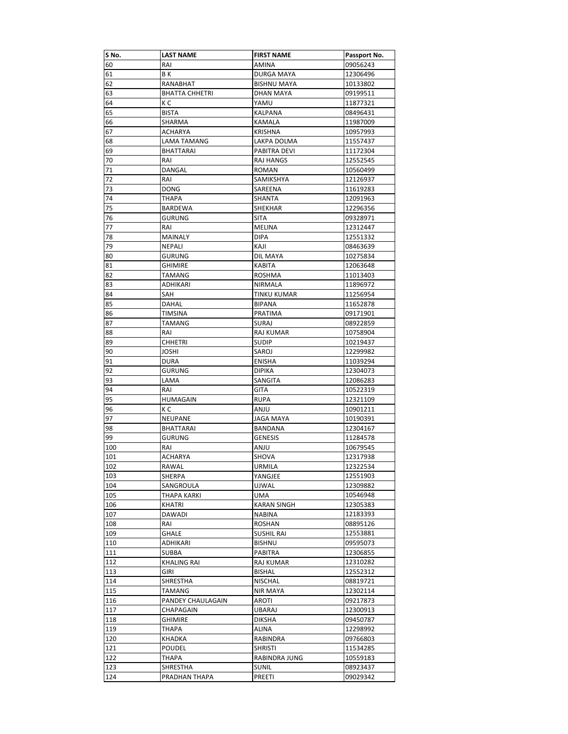| S No. | LAST NAME | FIRST NAME | Passport No. |
|---|---|---|---|
| 60 | RAI | AMINA | 09056243 |
| 61 | B K | DURGA MAYA | 12306496 |
| 62 | RANABHAT | BISHNU MAYA | 10133802 |
| 63 | BHATTA CHHETRI | DHAN MAYA | 09199511 |
| 64 | K C | YAMU | 11877321 |
| 65 | BISTA | KALPANA | 08496431 |
| 66 | SHARMA | KAMALA | 11987009 |
| 67 | ACHARYA | KRISHNA | 10957993 |
| 68 | LAMA TAMANG | LAKPA DOLMA | 11557437 |
| 69 | BHATTARAI | PABITRA DEVI | 11172304 |
| 70 | RAI | RAJ HANGS | 12552545 |
| 71 | DANGAL | ROMAN | 10560499 |
| 72 | RAI | SAMIKSHYA | 12126937 |
| 73 | DONG | SAREENA | 11619283 |
| 74 | THAPA | SHANTA | 12091963 |
| 75 | BARDEWA | SHEKHAR | 12296356 |
| 76 | GURUNG | SITA | 09328971 |
| 77 | RAI | MELINA | 12312447 |
| 78 | MAINALY | DIPA | 12551332 |
| 79 | NEPALI | KAJI | 08463639 |
| 80 | GURUNG | DIL MAYA | 10275834 |
| 81 | GHIMIRE | KABITA | 12063648 |
| 82 | TAMANG | ROSHMA | 11013403 |
| 83 | ADHIKARI | NIRMALA | 11896972 |
| 84 | SAH | TINKU KUMAR | 11256954 |
| 85 | DAHAL | BIPANA | 11652878 |
| 86 | TIMSINA | PRATIMA | 09171901 |
| 87 | TAMANG | SURAJ | 08922859 |
| 88 | RAI | RAJ KUMAR | 10758904 |
| 89 | CHHETRI | SUDIP | 10219437 |
| 90 | JOSHI | SAROJ | 12299982 |
| 91 | DURA | ENISHA | 11039294 |
| 92 | GURUNG | DIPIKA | 12304073 |
| 93 | LAMA | SANGITA | 12086283 |
| 94 | RAI | GITA | 10522319 |
| 95 | HUMAGAIN | RUPA | 12321109 |
| 96 | K C | ANJU | 10901211 |
| 97 | NEUPANE | JAGA MAYA | 10190391 |
| 98 | BHATTARAI | BANDANA | 12304167 |
| 99 | GURUNG | GENESIS | 11284578 |
| 100 | RAI | ANJU | 10679545 |
| 101 | ACHARYA | SHOVA | 12317938 |
| 102 | RAWAL | URMILA | 12322534 |
| 103 | SHERPA | YANGJEE | 12551903 |
| 104 | SANGROULA | UJWAL | 12309882 |
| 105 | THAPA KARKI | UMA | 10546948 |
| 106 | KHATRI | KARAN SINGH | 12305383 |
| 107 | DAWADI | NABINA | 12183393 |
| 108 | RAI | ROSHAN | 08895126 |
| 109 | GHALE | SUSHIL RAI | 12553881 |
| 110 | ADHIKARI | BISHNU | 09595073 |
| 111 | SUBBA | PABITRA | 12306855 |
| 112 | KHALING RAI | RAJ KUMAR | 12310282 |
| 113 | GIRI | BISHAL | 12552312 |
| 114 | SHRESTHA | NISCHAL | 08819721 |
| 115 | TAMANG | NIR MAYA | 12302114 |
| 116 | PANDEY CHAULAGAIN | AROTI | 09217873 |
| 117 | CHAPAGAIN | UBARAJ | 12300913 |
| 118 | GHIMIRE | DIKSHA | 09450787 |
| 119 | THAPA | ALINA | 12298992 |
| 120 | KHADKA | RABINDRA | 09766803 |
| 121 | POUDEL | SHRISTI | 11534285 |
| 122 | THAPA | RABINDRA JUNG | 10559183 |
| 123 | SHRESTHA | SUNIL | 08923437 |
| 124 | PRADHAN THAPA | PREETI | 09029342 |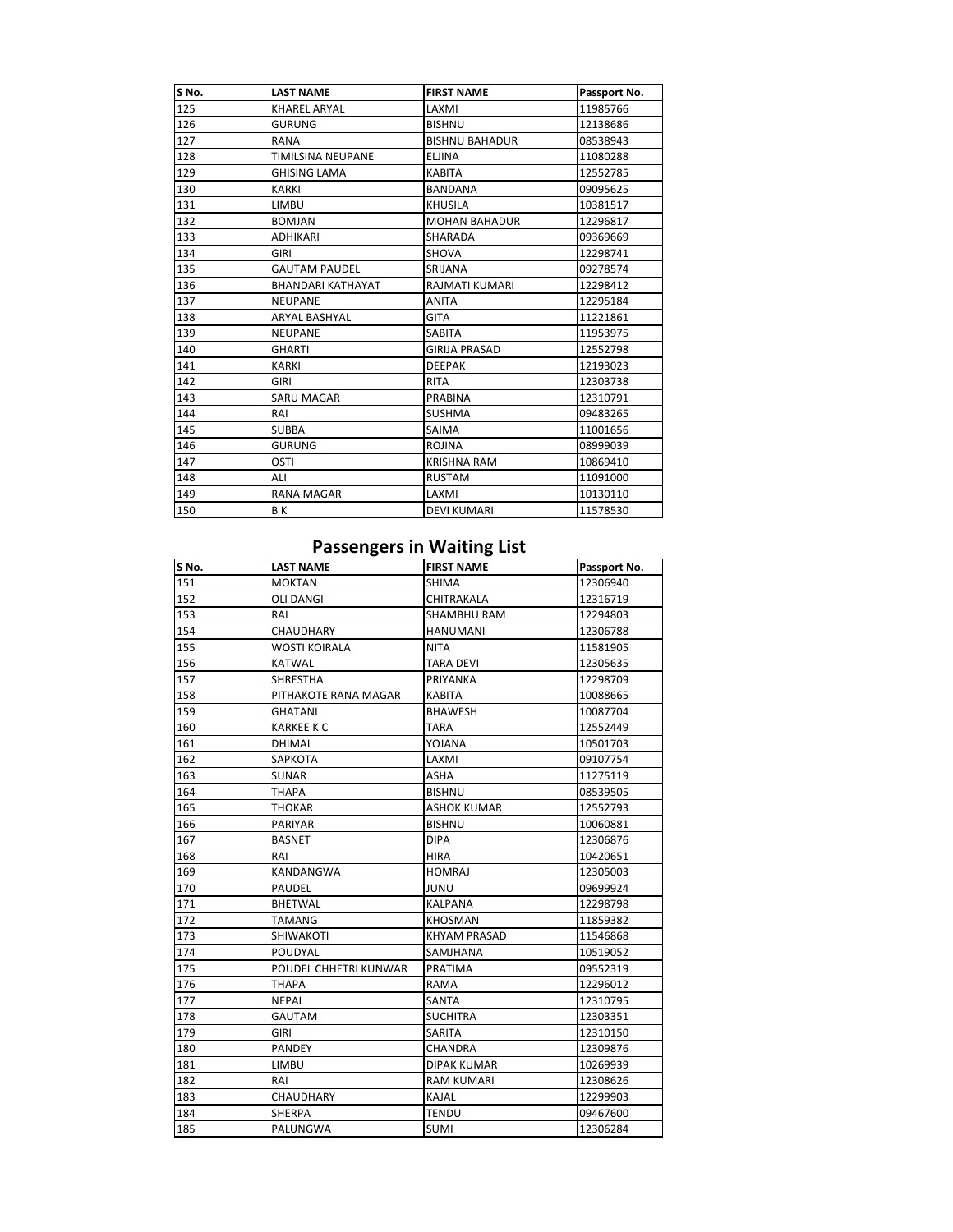| S No. | LAST NAME | FIRST NAME | Passport No. |
|---|---|---|---|
| 125 | KHAREL ARYAL | LAXMI | 11985766 |
| 126 | GURUNG | BISHNU | 12138686 |
| 127 | RANA | BISHNU BAHADUR | 08538943 |
| 128 | TIMILSINA NEUPANE | ELJINA | 11080288 |
| 129 | GHISING LAMA | KABITA | 12552785 |
| 130 | KARKI | BANDANA | 09095625 |
| 131 | LIMBU | KHUSILA | 10381517 |
| 132 | BOMJAN | MOHAN BAHADUR | 12296817 |
| 133 | ADHIKARI | SHARADA | 09369669 |
| 134 | GIRI | SHOVA | 12298741 |
| 135 | GAUTAM PAUDEL | SRIJANA | 09278574 |
| 136 | BHANDARI KATHAYAT | RAJMATI KUMARI | 12298412 |
| 137 | NEUPANE | ANITA | 12295184 |
| 138 | ARYAL BASHYAL | GITA | 11221861 |
| 139 | NEUPANE | SABITA | 11953975 |
| 140 | GHARTI | GIRIJA PRASAD | 12552798 |
| 141 | KARKI | DEEPAK | 12193023 |
| 142 | GIRI | RITA | 12303738 |
| 143 | SARU MAGAR | PRABINA | 12310791 |
| 144 | RAI | SUSHMA | 09483265 |
| 145 | SUBBA | SAIMA | 11001656 |
| 146 | GURUNG | ROJINA | 08999039 |
| 147 | OSTI | KRISHNA RAM | 10869410 |
| 148 | ALI | RUSTAM | 11091000 |
| 149 | RANA MAGAR | LAXMI | 10130110 |
| 150 | B K | DEVI KUMARI | 11578530 |

## Passengers in Waiting List

| S No. | LAST NAME | FIRST NAME | Passport No. |
|---|---|---|---|
| 151 | MOKTAN | SHIMA | 12306940 |
| 152 | OLI DANGI | CHITRAKALA | 12316719 |
| 153 | RAI | SHAMBHU RAM | 12294803 |
| 154 | CHAUDHARY | HANUMANI | 12306788 |
| 155 | WOSTI KOIRALA | NITA | 11581905 |
| 156 | KATWAL | TARA DEVI | 12305635 |
| 157 | SHRESTHA | PRIYANKA | 12298709 |
| 158 | PITHAKOTE RANA MAGAR | KABITA | 10088665 |
| 159 | GHATANI | BHAWESH | 10087704 |
| 160 | KARKEE K C | TARA | 12552449 |
| 161 | DHIMAL | YOJANA | 10501703 |
| 162 | SAPKOTA | LAXMI | 09107754 |
| 163 | SUNAR | ASHA | 11275119 |
| 164 | THAPA | BISHNU | 08539505 |
| 165 | THOKAR | ASHOK KUMAR | 12552793 |
| 166 | PARIYAR | BISHNU | 10060881 |
| 167 | BASNET | DIPA | 12306876 |
| 168 | RAI | HIRA | 10420651 |
| 169 | KANDANGWA | HOMRAJ | 12305003 |
| 170 | PAUDEL | JUNU | 09699924 |
| 171 | BHETWAL | KALPANA | 12298798 |
| 172 | TAMANG | KHOSMAN | 11859382 |
| 173 | SHIWAKOTI | KHYAM PRASAD | 11546868 |
| 174 | POUDYAL | SAMJHANA | 10519052 |
| 175 | POUDEL CHHETRI KUNWAR | PRATIMA | 09552319 |
| 176 | THAPA | RAMA | 12296012 |
| 177 | NEPAL | SANTA | 12310795 |
| 178 | GAUTAM | SUCHITRA | 12303351 |
| 179 | GIRI | SARITA | 12310150 |
| 180 | PANDEY | CHANDRA | 12309876 |
| 181 | LIMBU | DIPAK KUMAR | 10269939 |
| 182 | RAI | RAM KUMARI | 12308626 |
| 183 | CHAUDHARY | KAJAL | 12299903 |
| 184 | SHERPA | TENDU | 09467600 |
| 185 | PALUNGWA | SUMI | 12306284 |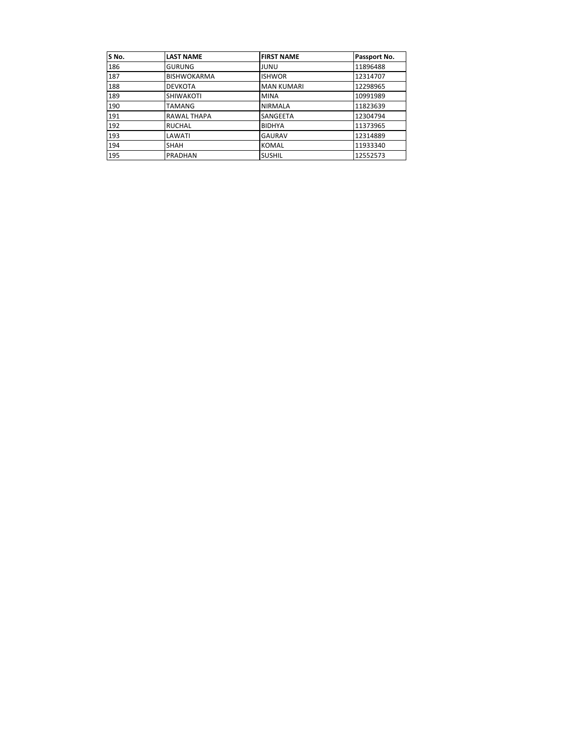| S No. | LAST NAME | FIRST NAME | Passport No. |
|---|---|---|---|
| 186 | GURUNG | JUNU | 11896488 |
| 187 | BISHWOKARMA | ISHWOR | 12314707 |
| 188 | DEVKOTA | MAN KUMARI | 12298965 |
| 189 | SHIWAKOTI | MINA | 10991989 |
| 190 | TAMANG | NIRMALA | 11823639 |
| 191 | RAWAL THAPA | SANGEETA | 12304794 |
| 192 | RUCHAL | BIDHYA | 11373965 |
| 193 | LAWATI | GAURAV | 12314889 |
| 194 | SHAH | KOMAL | 11933340 |
| 195 | PRADHAN | SUSHIL | 12552573 |